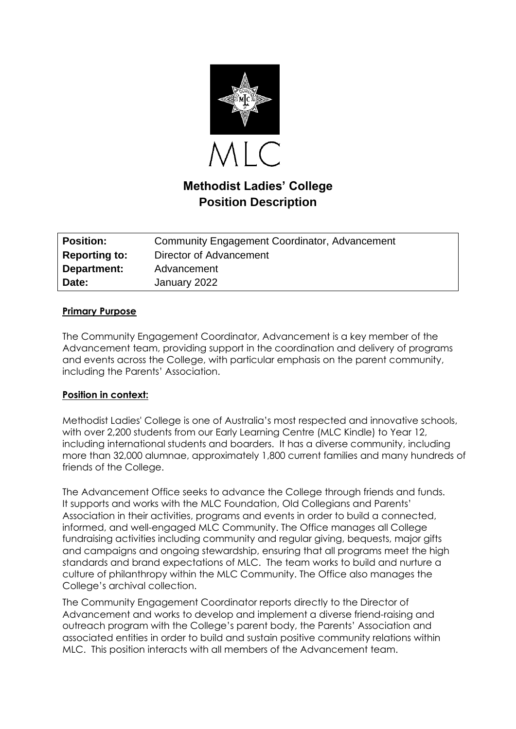MLC

# Methodist Ladies' College
# Position Description

| **Position:** | Community Engagement Coordinator, Advancement |
|---|---|
| **Reporting to:** | Director of Advancement |
| **Department:** | Advancement |
| **Date:** | January 2022 |

## **Primary Purpose**

The Community Engagement Coordinator, Advancement is a key member of the Advancement team, providing support in the coordination and delivery of programs and events across the College, with particular emphasis on the parent community, including the Parents' Association.

## **Position in context:**

Methodist Ladies' College is one of Australia's most respected and innovative schools, with over 2,200 students from our Early Learning Centre (MLC Kindle) to Year 12, including international students and boarders. It has a diverse community, including more than 32,000 alumnae, approximately 1,800 current families and many hundreds of friends of the College.

The Advancement Office seeks to advance the College through friends and funds. It supports and works with the MLC Foundation, Old Collegians and Parents' Association in their activities, programs and events in order to build a connected, informed, and well-engaged MLC Community. The Office manages all College fundraising activities including community and regular giving, bequests, major gifts and campaigns and ongoing stewardship, ensuring that all programs meet the high standards and brand expectations of MLC. The team works to build and nurture a culture of philanthropy within the MLC Community. The Office also manages the College's archival collection.

The Community Engagement Coordinator reports directly to the Director of Advancement and works to develop and implement a diverse friend-raising and outreach program with the College's parent body, the Parents' Association and associated entities in order to build and sustain positive community relations within MLC. This position interacts with all members of the Advancement team.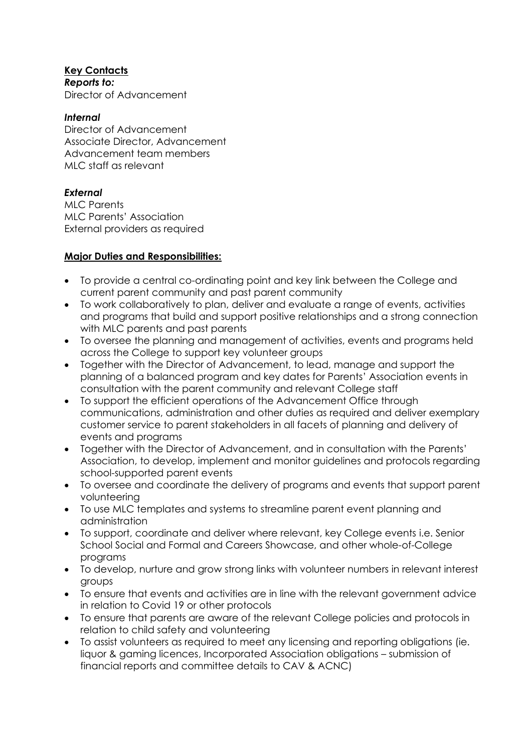**Key Contacts**

***Reports to:***

Director of Advancement

***Internal***

Director of Advancement
Associate Director, Advancement
Advancement team members
MLC staff as relevant

***External***

MLC Parents
MLC Parents' Association
External providers as required

**Major Duties and Responsibilities:**

- To provide a central co-ordinating point and key link between the College and current parent community and past parent community
- To work collaboratively to plan, deliver and evaluate a range of events, activities and programs that build and support positive relationships and a strong connection with MLC parents and past parents
- To oversee the planning and management of activities, events and programs held across the College to support key volunteer groups
- Together with the Director of Advancement, to lead, manage and support the planning of a balanced program and key dates for Parents' Association events in consultation with the parent community and relevant College staff
- To support the efficient operations of the Advancement Office through communications, administration and other duties as required and deliver exemplary customer service to parent stakeholders in all facets of planning and delivery of events and programs
- Together with the Director of Advancement, and in consultation with the Parents' Association, to develop, implement and monitor guidelines and protocols regarding school-supported parent events
- To oversee and coordinate the delivery of programs and events that support parent volunteering
- To use MLC templates and systems to streamline parent event planning and administration
- To support, coordinate and deliver where relevant, key College events i.e. Senior School Social and Formal and Careers Showcase, and other whole-of-College programs
- To develop, nurture and grow strong links with volunteer numbers in relevant interest groups
- To ensure that events and activities are in line with the relevant government advice in relation to Covid 19 or other protocols
- To ensure that parents are aware of the relevant College policies and protocols in relation to child safety and volunteering
- To assist volunteers as required to meet any licensing and reporting obligations (ie. liquor & gaming licences, Incorporated Association obligations – submission of financial reports and committee details to CAV & ACNC)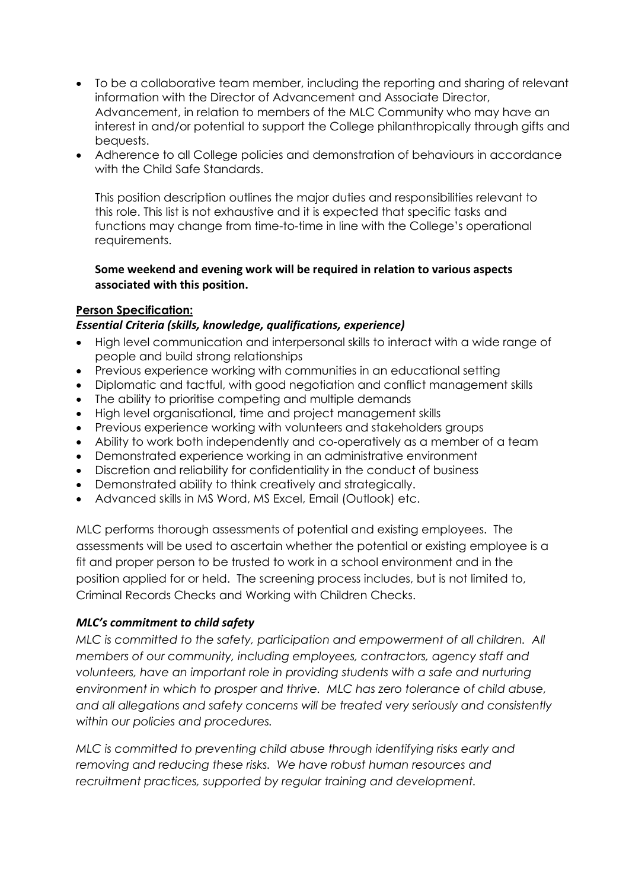- To be a collaborative team member, including the reporting and sharing of relevant information with the Director of Advancement and Associate Director, Advancement, in relation to members of the MLC Community who may have an interest in and/or potential to support the College philanthropically through gifts and bequests.
- Adherence to all College policies and demonstration of behaviours in accordance with the Child Safe Standards.

This position description outlines the major duties and responsibilities relevant to this role. This list is not exhaustive and it is expected that specific tasks and functions may change from time-to-time in line with the College's operational requirements.

**Some weekend and evening work will be required in relation to various aspects associated with this position.**

## Person Specification:

### *Essential Criteria (skills, knowledge, qualifications, experience)*

- High level communication and interpersonal skills to interact with a wide range of people and build strong relationships
- Previous experience working with communities in an educational setting
- Diplomatic and tactful, with good negotiation and conflict management skills
- The ability to prioritise competing and multiple demands
- High level organisational, time and project management skills
- Previous experience working with volunteers and stakeholders groups
- Ability to work both independently and co-operatively as a member of a team
- Demonstrated experience working in an administrative environment
- Discretion and reliability for confidentiality in the conduct of business
- Demonstrated ability to think creatively and strategically.
- Advanced skills in MS Word, MS Excel, Email (Outlook) etc.

MLC performs thorough assessments of potential and existing employees. The assessments will be used to ascertain whether the potential or existing employee is a fit and proper person to be trusted to work in a school environment and in the position applied for or held. The screening process includes, but is not limited to, Criminal Records Checks and Working with Children Checks.

### *MLC's commitment to child safety*

*MLC is committed to the safety, participation and empowerment of all children. All members of our community, including employees, contractors, agency staff and volunteers, have an important role in providing students with a safe and nurturing environment in which to prosper and thrive. MLC has zero tolerance of child abuse, and all allegations and safety concerns will be treated very seriously and consistently within our policies and procedures.*

*MLC is committed to preventing child abuse through identifying risks early and removing and reducing these risks. We have robust human resources and recruitment practices, supported by regular training and development.*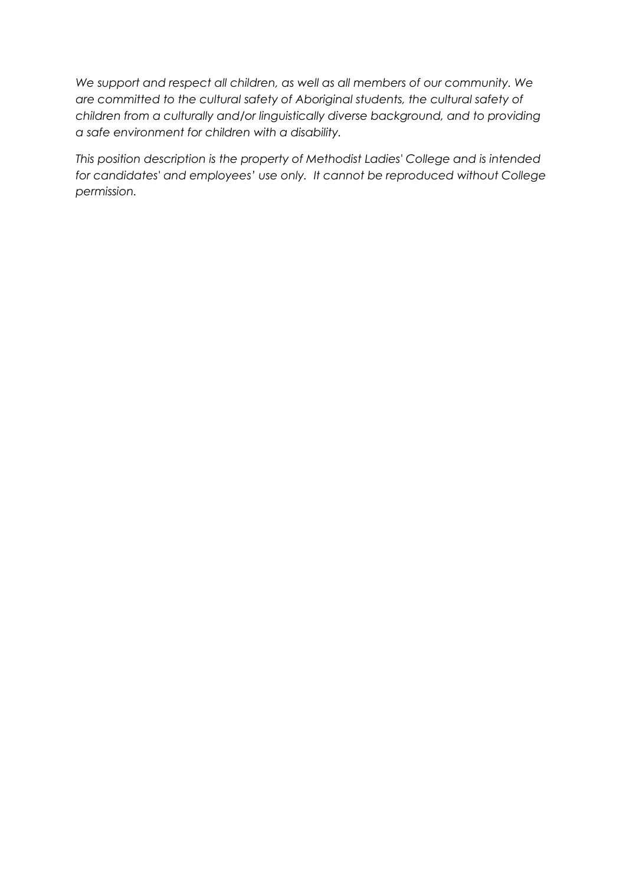*We support and respect all children, as well as all members of our community. We are committed to the cultural safety of Aboriginal students, the cultural safety of children from a culturally and/or linguistically diverse background, and to providing a safe environment for children with a disability.*

*This position description is the property of Methodist Ladies' College and is intended for candidates' and employees' use only. It cannot be reproduced without College permission.*